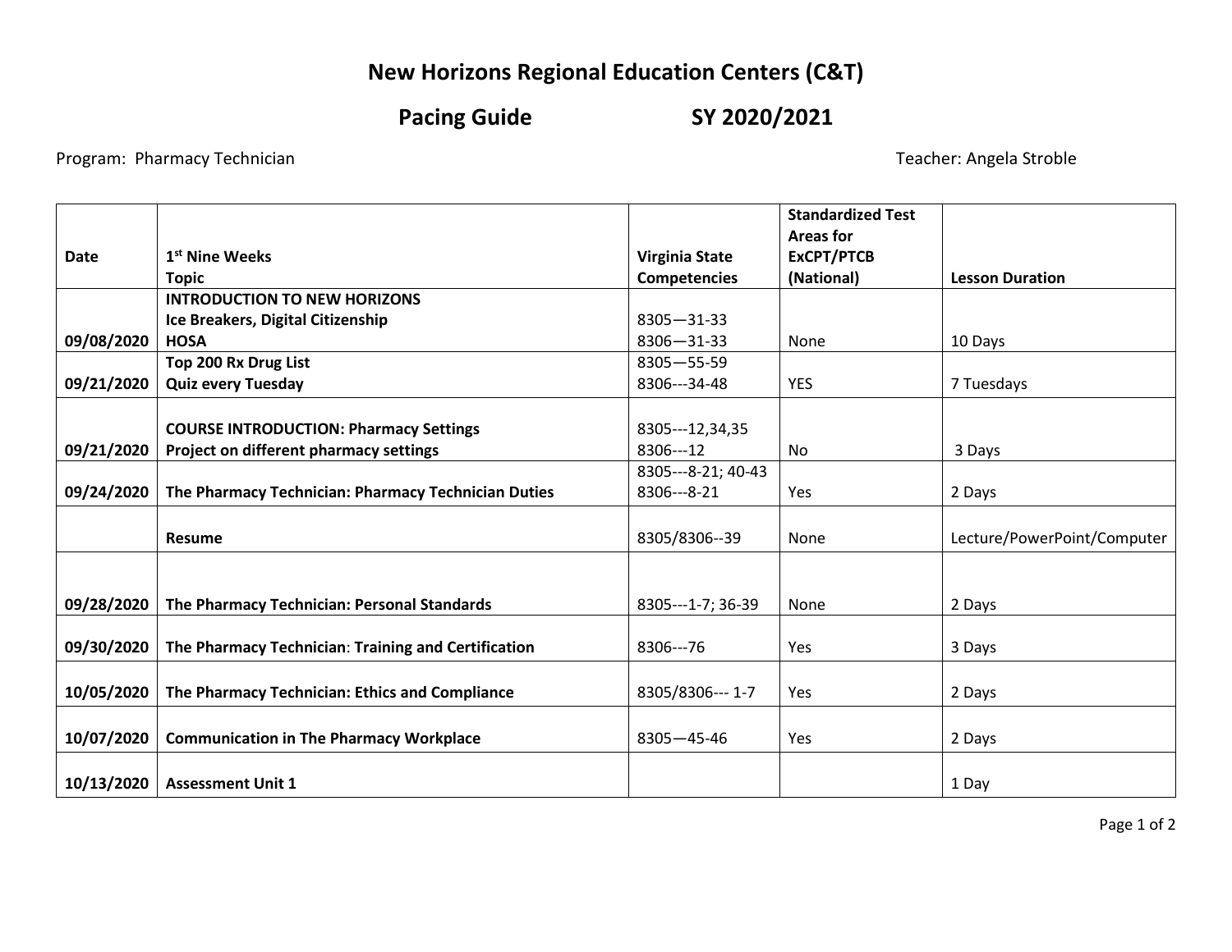# New Horizons Regional Education Centers (C&T)

## Pacing Guide SY 2020/2021

Program: Pharmacy Technician

Teacher: Angela Stroble

| Date | 1st Nine Weeks Topic | Virginia State Competencies | Standardized Test Areas for ExCPT/PTCB (National) | Lesson Duration |
|---|---|---|---|---|
| 09/08/2020 | **INTRODUCTION TO NEW HORIZONS** **Ice Breakers, Digital Citizenship** **HOSA** | 8305—31-33 8306—31-33 | None | 10 Days |
| 09/21/2020 | **Top 200 Rx Drug List** **Quiz every Tuesday** | 8305—55-59 8306---34-48 | YES | 7 Tuesdays |
| 09/21/2020 | **COURSE INTRODUCTION: Pharmacy Settings** **Project on different pharmacy settings** | 8305---12,34,35 8306---12 | No | 3 Days |
| 09/24/2020 | **The Pharmacy Technician: Pharmacy Technician Duties** | 8305---8-21; 40-43 8306---8-21 | Yes | 2 Days |
| | **Resume** | 8305/8306--39 | None | Lecture/PowerPoint/Computer |
| 09/28/2020 | **The Pharmacy Technician: Personal Standards** | 8305---1-7; 36-39 | None | 2 Days |
| 09/30/2020 | **The Pharmacy Technician: Training and Certification** | 8306---76 | Yes | 3 Days |
| 10/05/2020 | **The Pharmacy Technician: Ethics and Compliance** | 8305/8306--- 1-7 | Yes | 2 Days |
| 10/07/2020 | **Communication in The Pharmacy Workplace** | 8305—45-46 | Yes | 2 Days |
| 10/13/2020 | **Assessment Unit 1** | | | 1 Day |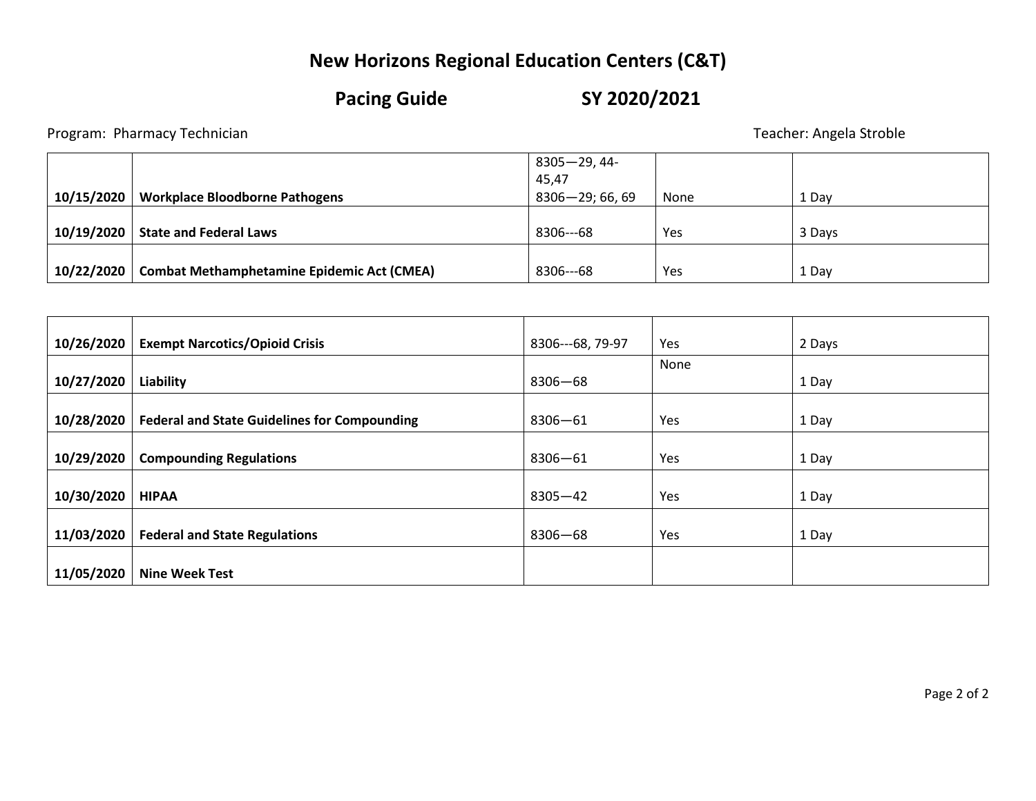# New Horizons Regional Education Centers (C&T)

## Pacing Guide SY 2020/2021

Program: Pharmacy Technician

Teacher: Angela Stroble

| | | | | |
|---|---|---|---|---|
| 10/15/2020 | **Workplace Bloodborne Pathogens** | 8305—29, 44-45,47 8306—29; 66, 69 | None | 1 Day |
| 10/19/2020 | **State and Federal Laws** | 8306---68 | Yes | 3 Days |
| 10/22/2020 | **Combat Methamphetamine Epidemic Act (CMEA)** | 8306---68 | Yes | 1 Day |
| 10/26/2020 | **Exempt Narcotics/Opioid Crisis** | 8306---68, 79-97 | Yes | 2 Days |
| 10/27/2020 | **Liability** | 8306—68 | None | 1 Day |
| 10/28/2020 | **Federal and State Guidelines for Compounding** | 8306—61 | Yes | 1 Day |
| 10/29/2020 | **Compounding Regulations** | 8306—61 | Yes | 1 Day |
| 10/30/2020 | **HIPAA** | 8305—42 | Yes | 1 Day |
| 11/03/2020 | **Federal and State Regulations** | 8306—68 | Yes | 1 Day |
| 11/05/2020 | **Nine Week Test** | | | |